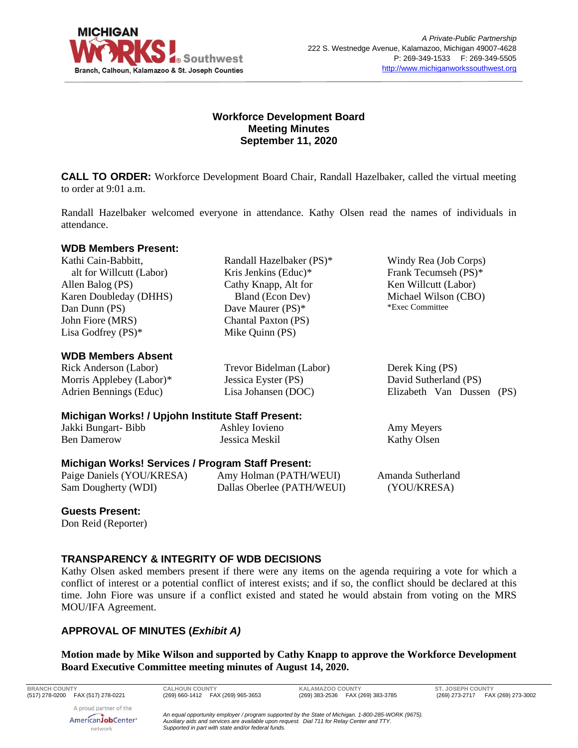A Private-Public Partnership
222 S. Westnedge Avenue, Kalamazoo, Michigan 49007-4628
P: 269-349-1533 F: 269-349-5505
http://www.michiganworkssouthwest.org

# Workforce Development Board
## Meeting Minutes
## September 11, 2020

**CALL TO ORDER:** Workforce Development Board Chair, Randall Hazelbaker, called the virtual meeting to order at 9:01 a.m.

Randall Hazelbaker welcomed everyone in attendance. Kathy Olsen read the names of individuals in attendance.

### WDB Members Present:

Kathi Cain-Babbitt, alt for Willcutt (Labor)
Allen Balog (PS)
Karen Doubleday (DHHS)
Dan Dunn (PS)
John Fiore (MRS)
Lisa Godfrey (PS)*
Randall Hazelbaker (PS)*
Kris Jenkins (Educ)*
Cathy Knapp, Alt for Bland (Econ Dev)
Dave Maurer (PS)*
Chantal Paxton (PS)
Mike Quinn (PS)
Windy Rea (Job Corps)
Frank Tecumseh (PS)*
Ken Willcutt (Labor)
Michael Wilson (CBO)
*Exec Committee

### WDB Members Absent

Rick Anderson (Labor)
Morris Applebey (Labor)*
Adrien Bennings (Educ)
Trevor Bidelman (Labor)
Jessica Eyster (PS)
Lisa Johansen (DOC)
Derek King (PS)
David Sutherland (PS)
Elizabeth Van Dussen (PS)

### Michigan Works! / Upjohn Institute Staff Present:

Jakki Bungart- Bibb
Ben Damerow
Ashley Iovieno
Jessica Meskil
Amy Meyers
Kathy Olsen

### Michigan Works! Services / Program Staff Present:

Paige Daniels (YOU/KRESA)
Sam Dougherty (WDI)
Amy Holman (PATH/WEUI)
Dallas Oberlee (PATH/WEUI)
Amanda Sutherland (YOU/KRESA)

### Guests Present:

Don Reid (Reporter)

## TRANSPARENCY & INTEGRITY OF WDB DECISIONS

Kathy Olsen asked members present if there were any items on the agenda requiring a vote for which a conflict of interest or a potential conflict of interest exists; and if so, the conflict should be declared at this time. John Fiore was unsure if a conflict existed and stated he would abstain from voting on the MRS MOU/IFA Agreement.

## APPROVAL OF MINUTES (*Exhibit A)*

**Motion made by Mike Wilson and supported by Cathy Knapp to approve the Workforce Development Board Executive Committee meeting minutes of August 14, 2020.**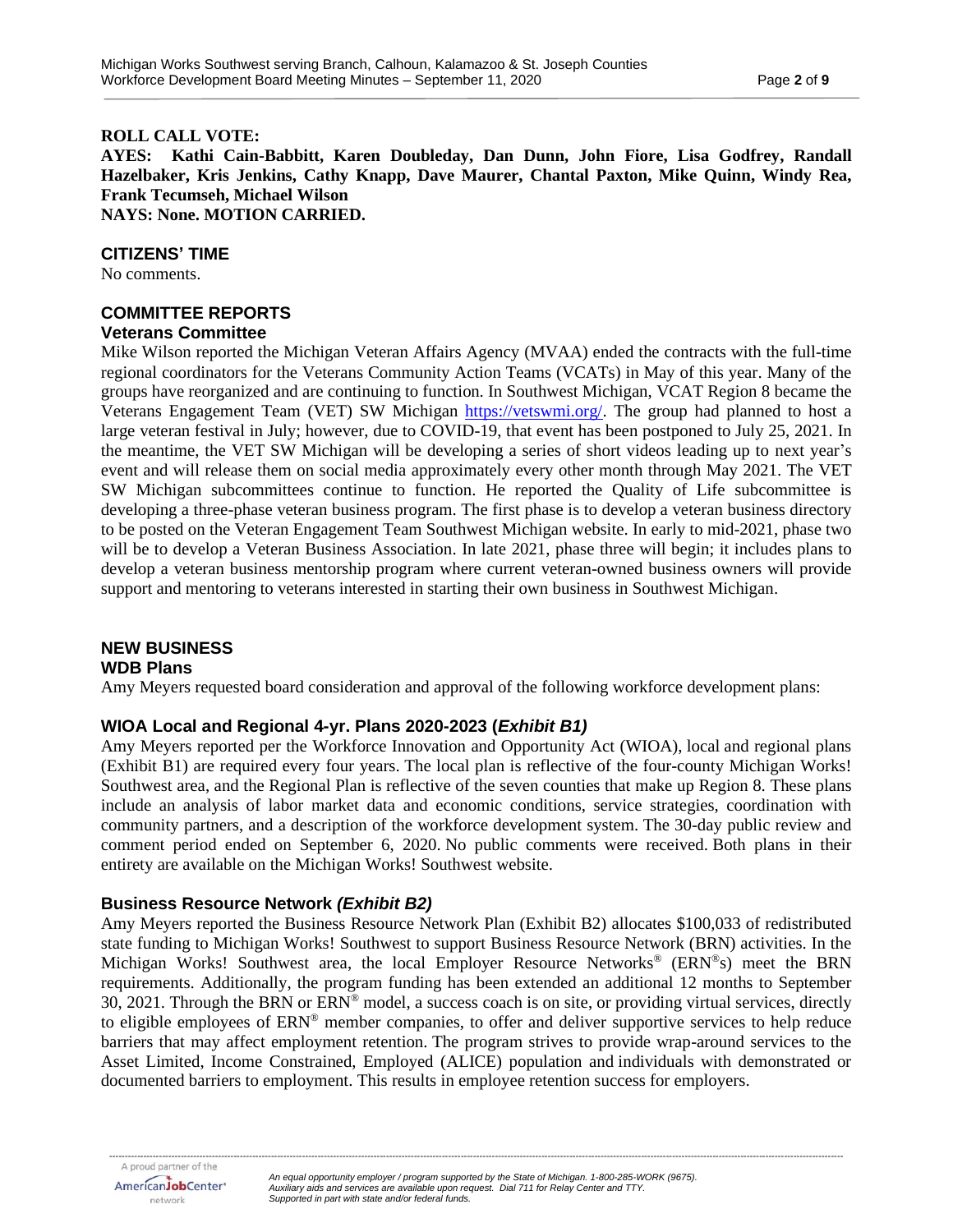**ROLL CALL VOTE:**
**AYES: Kathi Cain-Babbitt, Karen Doubleday, Dan Dunn, John Fiore, Lisa Godfrey, Randall Hazelbaker, Kris Jenkins, Cathy Knapp, Dave Maurer, Chantal Paxton, Mike Quinn, Windy Rea, Frank Tecumseh, Michael Wilson**
**NAYS: None. MOTION CARRIED.**

## CITIZENS' TIME

No comments.

## COMMITTEE REPORTS

### Veterans Committee

Mike Wilson reported the Michigan Veteran Affairs Agency (MVAA) ended the contracts with the full-time regional coordinators for the Veterans Community Action Teams (VCATs) in May of this year. Many of the groups have reorganized and are continuing to function. In Southwest Michigan, VCAT Region 8 became the Veterans Engagement Team (VET) SW Michigan https://vetswmi.org/. The group had planned to host a large veteran festival in July; however, due to COVID-19, that event has been postponed to July 25, 2021. In the meantime, the VET SW Michigan will be developing a series of short videos leading up to next year's event and will release them on social media approximately every other month through May 2021. The VET SW Michigan subcommittees continue to function. He reported the Quality of Life subcommittee is developing a three-phase veteran business program. The first phase is to develop a veteran business directory to be posted on the Veteran Engagement Team Southwest Michigan website. In early to mid-2021, phase two will be to develop a Veteran Business Association. In late 2021, phase three will begin; it includes plans to develop a veteran business mentorship program where current veteran-owned business owners will provide support and mentoring to veterans interested in starting their own business in Southwest Michigan.

## NEW BUSINESS

### WDB Plans

Amy Meyers requested board consideration and approval of the following workforce development plans:

### WIOA Local and Regional 4-yr. Plans 2020-2023 *(Exhibit B1)*

Amy Meyers reported per the Workforce Innovation and Opportunity Act (WIOA), local and regional plans (Exhibit B1) are required every four years. The local plan is reflective of the four-county Michigan Works! Southwest area, and the Regional Plan is reflective of the seven counties that make up Region 8. These plans include an analysis of labor market data and economic conditions, service strategies, coordination with community partners, and a description of the workforce development system. The 30-day public review and comment period ended on September 6, 2020. No public comments were received. Both plans in their entirety are available on the Michigan Works! Southwest website.

### Business Resource Network *(Exhibit B2)*

Amy Meyers reported the Business Resource Network Plan (Exhibit B2) allocates $100,033 of redistributed state funding to Michigan Works! Southwest to support Business Resource Network (BRN) activities. In the Michigan Works! Southwest area, the local Employer Resource Networks® (ERN®s) meet the BRN requirements. Additionally, the program funding has been extended an additional 12 months to September 30, 2021. Through the BRN or ERN® model, a success coach is on site, or providing virtual services, directly to eligible employees of ERN® member companies, to offer and deliver supportive services to help reduce barriers that may affect employment retention. The program strives to provide wrap-around services to the Asset Limited, Income Constrained, Employed (ALICE) population and individuals with demonstrated or documented barriers to employment. This results in employee retention success for employers.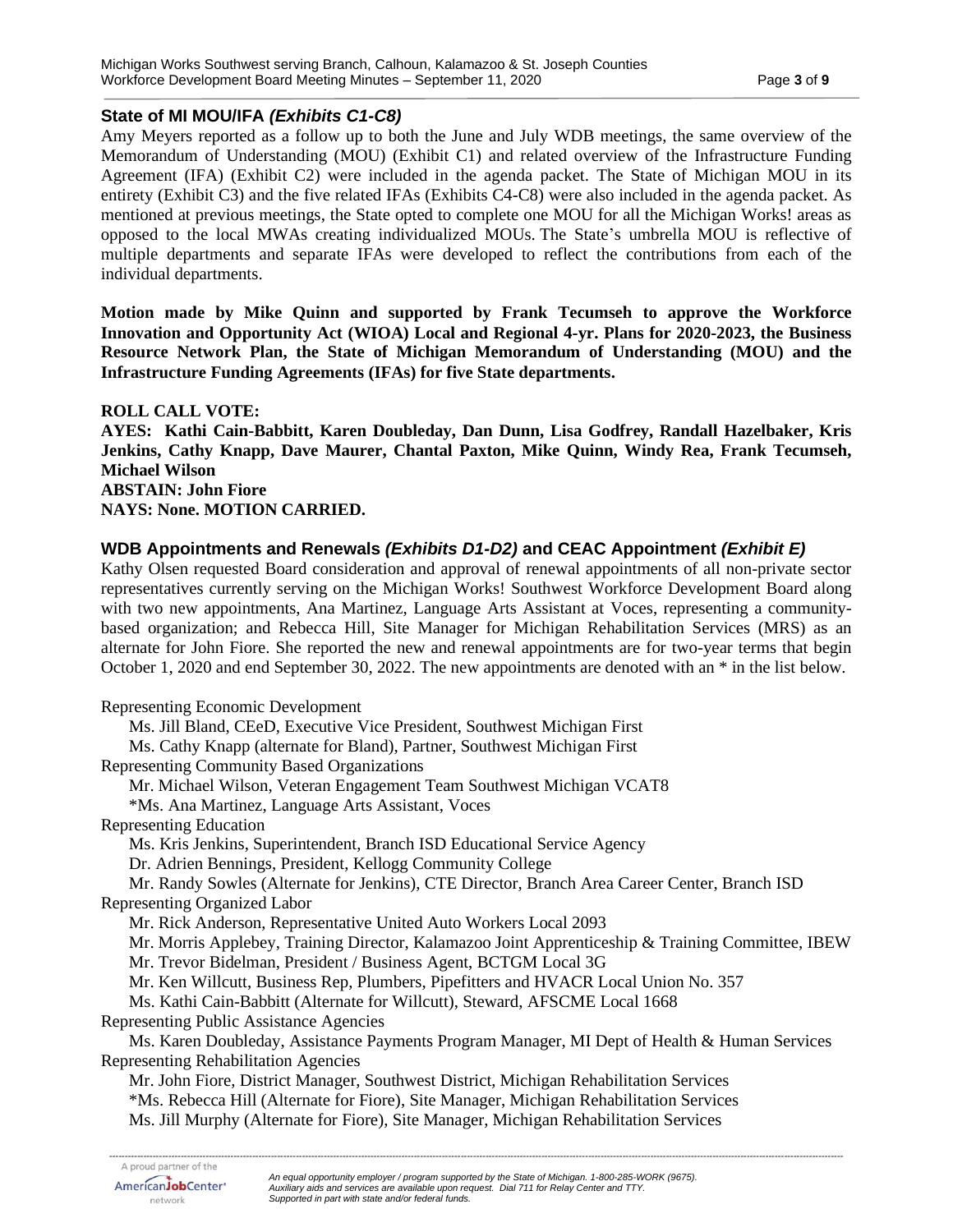## State of MI MOU/IFA *(Exhibits C1-C8)*

Amy Meyers reported as a follow up to both the June and July WDB meetings, the same overview of the Memorandum of Understanding (MOU) (Exhibit C1) and related overview of the Infrastructure Funding Agreement (IFA) (Exhibit C2) were included in the agenda packet. The State of Michigan MOU in its entirety (Exhibit C3) and the five related IFAs (Exhibits C4-C8) were also included in the agenda packet. As mentioned at previous meetings, the State opted to complete one MOU for all the Michigan Works! areas as opposed to the local MWAs creating individualized MOUs. The State's umbrella MOU is reflective of multiple departments and separate IFAs were developed to reflect the contributions from each of the individual departments.

**Motion made by Mike Quinn and supported by Frank Tecumseh to approve the Workforce Innovation and Opportunity Act (WIOA) Local and Regional 4-yr. Plans for 2020-2023, the Business Resource Network Plan, the State of Michigan Memorandum of Understanding (MOU) and the Infrastructure Funding Agreements (IFAs) for five State departments.**

**ROLL CALL VOTE:**
**AYES: Kathi Cain-Babbitt, Karen Doubleday, Dan Dunn, Lisa Godfrey, Randall Hazelbaker, Kris Jenkins, Cathy Knapp, Dave Maurer, Chantal Paxton, Mike Quinn, Windy Rea, Frank Tecumseh, Michael Wilson**
**ABSTAIN: John Fiore**
**NAYS: None. MOTION CARRIED.**

## WDB Appointments and Renewals *(Exhibits D1-D2)* and CEAC Appointment *(Exhibit E)*

Kathy Olsen requested Board consideration and approval of renewal appointments of all non-private sector representatives currently serving on the Michigan Works! Southwest Workforce Development Board along with two new appointments, Ana Martinez, Language Arts Assistant at Voces, representing a community-based organization; and Rebecca Hill, Site Manager for Michigan Rehabilitation Services (MRS) as an alternate for John Fiore. She reported the new and renewal appointments are for two-year terms that begin October 1, 2020 and end September 30, 2022. The new appointments are denoted with an * in the list below.

Representing Economic Development
- Ms. Jill Bland, CEeD, Executive Vice President, Southwest Michigan First
- Ms. Cathy Knapp (alternate for Bland), Partner, Southwest Michigan First

Representing Community Based Organizations
- Mr. Michael Wilson, Veteran Engagement Team Southwest Michigan VCAT8
- *Ms. Ana Martinez, Language Arts Assistant, Voces

Representing Education
- Ms. Kris Jenkins, Superintendent, Branch ISD Educational Service Agency
- Dr. Adrien Bennings, President, Kellogg Community College
- Mr. Randy Sowles (Alternate for Jenkins), CTE Director, Branch Area Career Center, Branch ISD

Representing Organized Labor
- Mr. Rick Anderson, Representative United Auto Workers Local 2093
- Mr. Morris Applebey, Training Director, Kalamazoo Joint Apprenticeship & Training Committee, IBEW
- Mr. Trevor Bidelman, President / Business Agent, BCTGM Local 3G
- Mr. Ken Willcutt, Business Rep, Plumbers, Pipefitters and HVACR Local Union No. 357
- Ms. Kathi Cain-Babbitt (Alternate for Willcutt), Steward, AFSCME Local 1668

Representing Public Assistance Agencies
- Ms. Karen Doubleday, Assistance Payments Program Manager, MI Dept of Health & Human Services

Representing Rehabilitation Agencies
- Mr. John Fiore, District Manager, Southwest District, Michigan Rehabilitation Services
- *Ms. Rebecca Hill (Alternate for Fiore), Site Manager, Michigan Rehabilitation Services
- Ms. Jill Murphy (Alternate for Fiore), Site Manager, Michigan Rehabilitation Services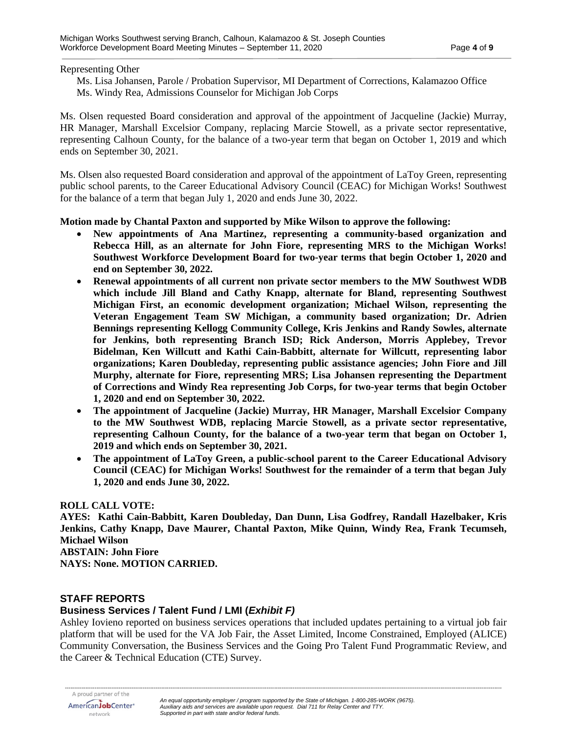Representing Other

Ms. Lisa Johansen, Parole / Probation Supervisor, MI Department of Corrections, Kalamazoo Office
Ms. Windy Rea, Admissions Counselor for Michigan Job Corps

Ms. Olsen requested Board consideration and approval of the appointment of Jacqueline (Jackie) Murray, HR Manager, Marshall Excelsior Company, replacing Marcie Stowell, as a private sector representative, representing Calhoun County, for the balance of a two-year term that began on October 1, 2019 and which ends on September 30, 2021.

Ms. Olsen also requested Board consideration and approval of the appointment of LaToy Green, representing public school parents, to the Career Educational Advisory Council (CEAC) for Michigan Works! Southwest for the balance of a term that began July 1, 2020 and ends June 30, 2022.

**Motion made by Chantal Paxton and supported by Mike Wilson to approve the following:**

- **New appointments of Ana Martinez, representing a community-based organization and Rebecca Hill, as an alternate for John Fiore, representing MRS to the Michigan Works! Southwest Workforce Development Board for two-year terms that begin October 1, 2020 and end on September 30, 2022.**
- **Renewal appointments of all current non private sector members to the MW Southwest WDB which include Jill Bland and Cathy Knapp, alternate for Bland, representing Southwest Michigan First, an economic development organization; Michael Wilson, representing the Veteran Engagement Team SW Michigan, a community based organization; Dr. Adrien Bennings representing Kellogg Community College, Kris Jenkins and Randy Sowles, alternate for Jenkins, both representing Branch ISD; Rick Anderson, Morris Applebey, Trevor Bidelman, Ken Willcutt and Kathi Cain-Babbitt, alternate for Willcutt, representing labor organizations; Karen Doubleday, representing public assistance agencies; John Fiore and Jill Murphy, alternate for Fiore, representing MRS; Lisa Johansen representing the Department of Corrections and Windy Rea representing Job Corps, for two-year terms that begin October 1, 2020 and end on September 30, 2022.**
- **The appointment of Jacqueline (Jackie) Murray, HR Manager, Marshall Excelsior Company to the MW Southwest WDB, replacing Marcie Stowell, as a private sector representative, representing Calhoun County, for the balance of a two-year term that began on October 1, 2019 and which ends on September 30, 2021.**
- **The appointment of LaToy Green, a public-school parent to the Career Educational Advisory Council (CEAC) for Michigan Works! Southwest for the remainder of a term that began July 1, 2020 and ends June 30, 2022.**

**ROLL CALL VOTE:**
**AYES: Kathi Cain-Babbitt, Karen Doubleday, Dan Dunn, Lisa Godfrey, Randall Hazelbaker, Kris Jenkins, Cathy Knapp, Dave Maurer, Chantal Paxton, Mike Quinn, Windy Rea, Frank Tecumseh, Michael Wilson**
**ABSTAIN: John Fiore**
**NAYS: None. MOTION CARRIED.**

## STAFF REPORTS

### Business Services / Talent Fund / LMI (*Exhibit F)*

Ashley Iovieno reported on business services operations that included updates pertaining to a virtual job fair platform that will be used for the VA Job Fair, the Asset Limited, Income Constrained, Employed (ALICE) Community Conversation, the Business Services and the Going Pro Talent Fund Programmatic Review, and the Career & Technical Education (CTE) Survey.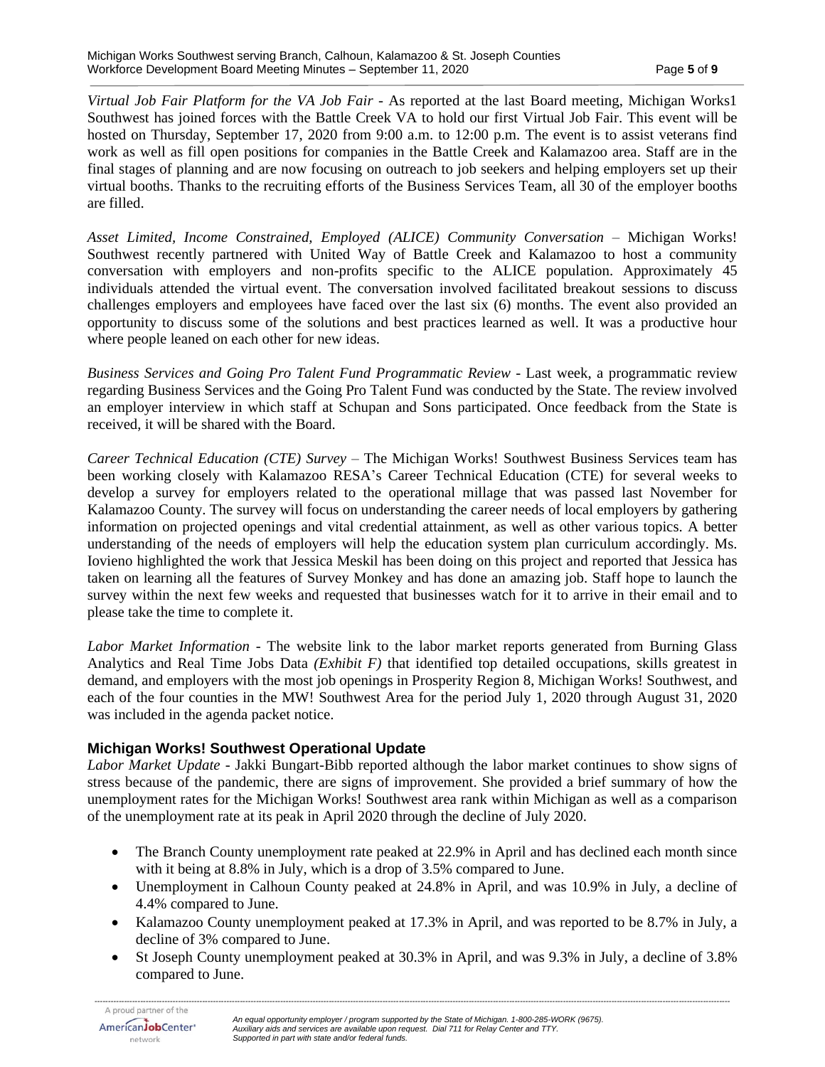*Virtual Job Fair Platform for the VA Job Fair* - As reported at the last Board meeting, Michigan Works1 Southwest has joined forces with the Battle Creek VA to hold our first Virtual Job Fair. This event will be hosted on Thursday, September 17, 2020 from 9:00 a.m. to 12:00 p.m. The event is to assist veterans find work as well as fill open positions for companies in the Battle Creek and Kalamazoo area. Staff are in the final stages of planning and are now focusing on outreach to job seekers and helping employers set up their virtual booths. Thanks to the recruiting efforts of the Business Services Team, all 30 of the employer booths are filled.

*Asset Limited, Income Constrained, Employed (ALICE) Community Conversation* – Michigan Works! Southwest recently partnered with United Way of Battle Creek and Kalamazoo to host a community conversation with employers and non-profits specific to the ALICE population. Approximately 45 individuals attended the virtual event. The conversation involved facilitated breakout sessions to discuss challenges employers and employees have faced over the last six (6) months. The event also provided an opportunity to discuss some of the solutions and best practices learned as well. It was a productive hour where people leaned on each other for new ideas.

*Business Services and Going Pro Talent Fund Programmatic Review* - Last week, a programmatic review regarding Business Services and the Going Pro Talent Fund was conducted by the State. The review involved an employer interview in which staff at Schupan and Sons participated. Once feedback from the State is received, it will be shared with the Board.

*Career Technical Education (CTE) Survey* – The Michigan Works! Southwest Business Services team has been working closely with Kalamazoo RESA's Career Technical Education (CTE) for several weeks to develop a survey for employers related to the operational millage that was passed last November for Kalamazoo County. The survey will focus on understanding the career needs of local employers by gathering information on projected openings and vital credential attainment, as well as other various topics. A better understanding of the needs of employers will help the education system plan curriculum accordingly. Ms. Iovieno highlighted the work that Jessica Meskil has been doing on this project and reported that Jessica has taken on learning all the features of Survey Monkey and has done an amazing job. Staff hope to launch the survey within the next few weeks and requested that businesses watch for it to arrive in their email and to please take the time to complete it.

*Labor Market Information* - The website link to the labor market reports generated from Burning Glass Analytics and Real Time Jobs Data *(Exhibit F)* that identified top detailed occupations, skills greatest in demand, and employers with the most job openings in Prosperity Region 8, Michigan Works! Southwest, and each of the four counties in the MW! Southwest Area for the period July 1, 2020 through August 31, 2020 was included in the agenda packet notice.

## Michigan Works! Southwest Operational Update

*Labor Market Update* - Jakki Bungart-Bibb reported although the labor market continues to show signs of stress because of the pandemic, there are signs of improvement. She provided a brief summary of how the unemployment rates for the Michigan Works! Southwest area rank within Michigan as well as a comparison of the unemployment rate at its peak in April 2020 through the decline of July 2020.

- The Branch County unemployment rate peaked at 22.9% in April and has declined each month since with it being at 8.8% in July, which is a drop of 3.5% compared to June.
- Unemployment in Calhoun County peaked at 24.8% in April, and was 10.9% in July, a decline of 4.4% compared to June.
- Kalamazoo County unemployment peaked at 17.3% in April, and was reported to be 8.7% in July, a decline of 3% compared to June.
- St Joseph County unemployment peaked at 30.3% in April, and was 9.3% in July, a decline of 3.8% compared to June.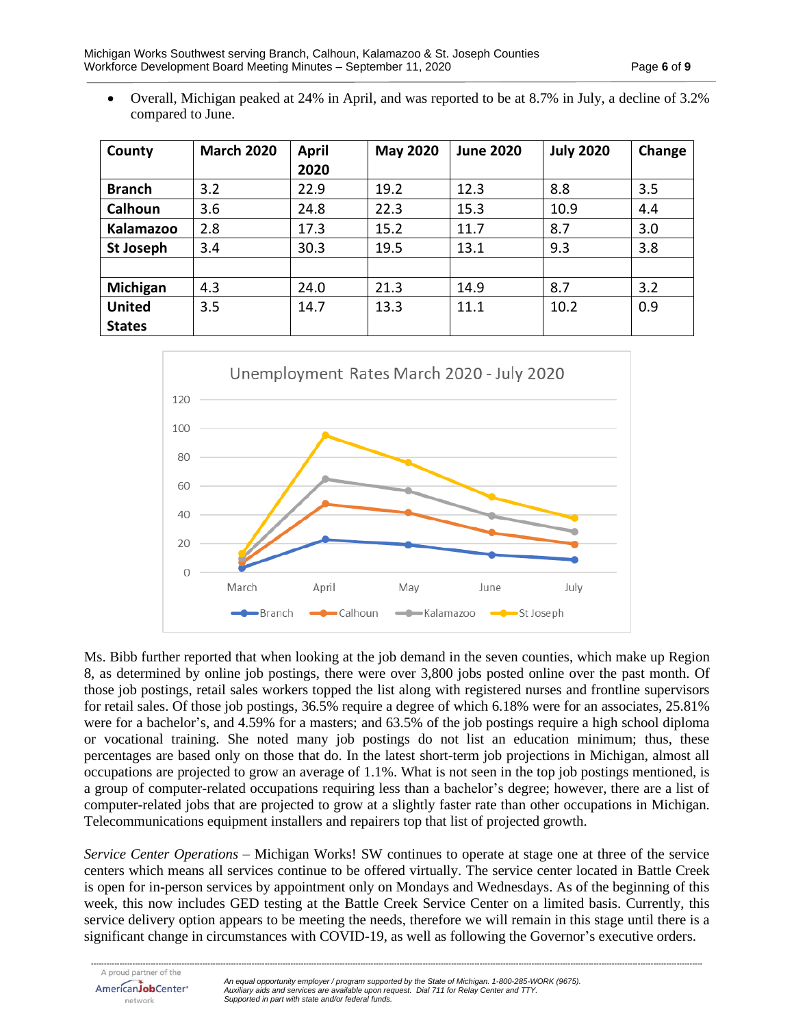- Overall, Michigan peaked at 24% in April, and was reported to be at 8.7% in July, a decline of 3.2% compared to June.

| County | March 2020 | April 2020 | May 2020 | June 2020 | July 2020 | Change |
|---|---|---|---|---|---|---|
| Branch | 3.2 | 22.9 | 19.2 | 12.3 | 8.8 | 3.5 |
| Calhoun | 3.6 | 24.8 | 22.3 | 15.3 | 10.9 | 4.4 |
| Kalamazoo | 2.8 | 17.3 | 15.2 | 11.7 | 8.7 | 3.0 |
| St Joseph | 3.4 | 30.3 | 19.5 | 13.1 | 9.3 | 3.8 |
| | | | | | | |
| Michigan | 4.3 | 24.0 | 21.3 | 14.9 | 8.7 | 3.2 |
| United States | 3.5 | 14.7 | 13.3 | 11.1 | 10.2 | 0.9 |

Unemployment Rates March 2020 - July 2020

Ms. Bibb further reported that when looking at the job demand in the seven counties, which make up Region 8, as determined by online job postings, there were over 3,800 jobs posted online over the past month. Of those job postings, retail sales workers topped the list along with registered nurses and frontline supervisors for retail sales. Of those job postings, 36.5% require a degree of which 6.18% were for an associates, 25.81% were for a bachelor's, and 4.59% for a masters; and 63.5% of the job postings require a high school diploma or vocational training. She noted many job postings do not list an education minimum; thus, these percentages are based only on those that do. In the latest short-term job projections in Michigan, almost all occupations are projected to grow an average of 1.1%. What is not seen in the top job postings mentioned, is a group of computer-related occupations requiring less than a bachelor's degree; however, there are a list of computer-related jobs that are projected to grow at a slightly faster rate than other occupations in Michigan. Telecommunications equipment installers and repairers top that list of projected growth.

*Service Center Operations* – Michigan Works! SW continues to operate at stage one at three of the service centers which means all services continue to be offered virtually. The service center located in Battle Creek is open for in-person services by appointment only on Mondays and Wednesdays. As of the beginning of this week, this now includes GED testing at the Battle Creek Service Center on a limited basis. Currently, this service delivery option appears to be meeting the needs, therefore we will remain in this stage until there is a significant change in circumstances with COVID-19, as well as following the Governor's executive orders.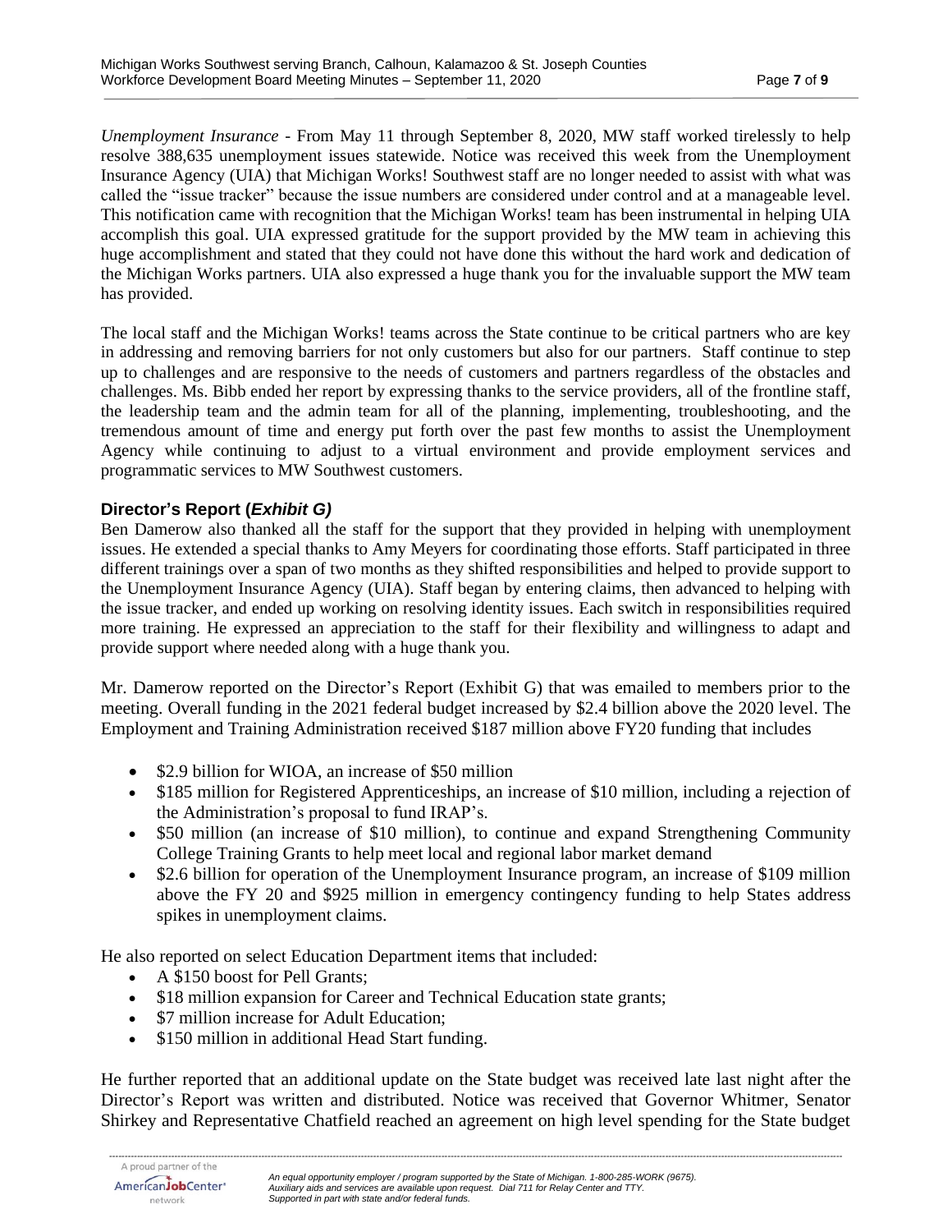*Unemployment Insurance* - From May 11 through September 8, 2020, MW staff worked tirelessly to help resolve 388,635 unemployment issues statewide. Notice was received this week from the Unemployment Insurance Agency (UIA) that Michigan Works! Southwest staff are no longer needed to assist with what was called the "issue tracker" because the issue numbers are considered under control and at a manageable level. This notification came with recognition that the Michigan Works! team has been instrumental in helping UIA accomplish this goal. UIA expressed gratitude for the support provided by the MW team in achieving this huge accomplishment and stated that they could not have done this without the hard work and dedication of the Michigan Works partners. UIA also expressed a huge thank you for the invaluable support the MW team has provided.

The local staff and the Michigan Works! teams across the State continue to be critical partners who are key in addressing and removing barriers for not only customers but also for our partners. Staff continue to step up to challenges and are responsive to the needs of customers and partners regardless of the obstacles and challenges. Ms. Bibb ended her report by expressing thanks to the service providers, all of the frontline staff, the leadership team and the admin team for all of the planning, implementing, troubleshooting, and the tremendous amount of time and energy put forth over the past few months to assist the Unemployment Agency while continuing to adjust to a virtual environment and provide employment services and programmatic services to MW Southwest customers.

**Director's Report (*Exhibit G)***

Ben Damerow also thanked all the staff for the support that they provided in helping with unemployment issues. He extended a special thanks to Amy Meyers for coordinating those efforts. Staff participated in three different trainings over a span of two months as they shifted responsibilities and helped to provide support to the Unemployment Insurance Agency (UIA). Staff began by entering claims, then advanced to helping with the issue tracker, and ended up working on resolving identity issues. Each switch in responsibilities required more training. He expressed an appreciation to the staff for their flexibility and willingness to adapt and provide support where needed along with a huge thank you.

Mr. Damerow reported on the Director's Report (Exhibit G) that was emailed to members prior to the meeting. Overall funding in the 2021 federal budget increased by $2.4 billion above the 2020 level. The Employment and Training Administration received $187 million above FY20 funding that includes

- $2.9 billion for WIOA, an increase of $50 million
- $185 million for Registered Apprenticeships, an increase of $10 million, including a rejection of the Administration's proposal to fund IRAP's.
- $50 million (an increase of $10 million), to continue and expand Strengthening Community College Training Grants to help meet local and regional labor market demand
- $2.6 billion for operation of the Unemployment Insurance program, an increase of $109 million above the FY 20 and $925 million in emergency contingency funding to help States address spikes in unemployment claims.

He also reported on select Education Department items that included:

- A $150 boost for Pell Grants;
- $18 million expansion for Career and Technical Education state grants;
- $7 million increase for Adult Education;
- $150 million in additional Head Start funding.

He further reported that an additional update on the State budget was received late last night after the Director's Report was written and distributed. Notice was received that Governor Whitmer, Senator Shirkey and Representative Chatfield reached an agreement on high level spending for the State budget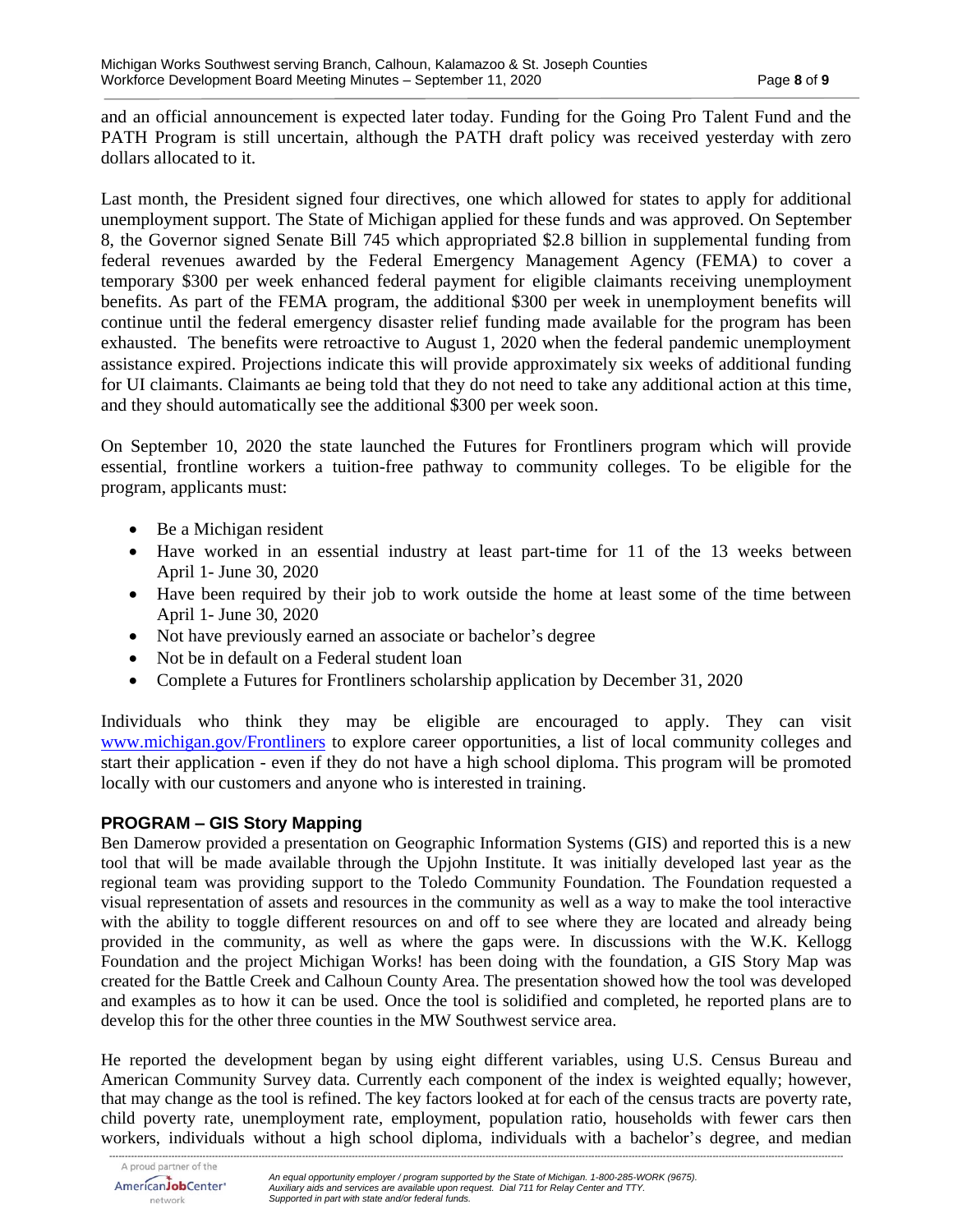and an official announcement is expected later today. Funding for the Going Pro Talent Fund and the PATH Program is still uncertain, although the PATH draft policy was received yesterday with zero dollars allocated to it.

Last month, the President signed four directives, one which allowed for states to apply for additional unemployment support. The State of Michigan applied for these funds and was approved. On September 8, the Governor signed Senate Bill 745 which appropriated $2.8 billion in supplemental funding from federal revenues awarded by the Federal Emergency Management Agency (FEMA) to cover a temporary $300 per week enhanced federal payment for eligible claimants receiving unemployment benefits. As part of the FEMA program, the additional $300 per week in unemployment benefits will continue until the federal emergency disaster relief funding made available for the program has been exhausted. The benefits were retroactive to August 1, 2020 when the federal pandemic unemployment assistance expired. Projections indicate this will provide approximately six weeks of additional funding for UI claimants. Claimants ae being told that they do not need to take any additional action at this time, and they should automatically see the additional $300 per week soon.

On September 10, 2020 the state launched the Futures for Frontliners program which will provide essential, frontline workers a tuition-free pathway to community colleges. To be eligible for the program, applicants must:

- Be a Michigan resident
- Have worked in an essential industry at least part-time for 11 of the 13 weeks between April 1- June 30, 2020
- Have been required by their job to work outside the home at least some of the time between April 1- June 30, 2020
- Not have previously earned an associate or bachelor's degree
- Not be in default on a Federal student loan
- Complete a Futures for Frontliners scholarship application by December 31, 2020

Individuals who think they may be eligible are encouraged to apply. They can visit www.michigan.gov/Frontliners to explore career opportunities, a list of local community colleges and start their application - even if they do not have a high school diploma. This program will be promoted locally with our customers and anyone who is interested in training.

**PROGRAM – GIS Story Mapping**

Ben Damerow provided a presentation on Geographic Information Systems (GIS) and reported this is a new tool that will be made available through the Upjohn Institute. It was initially developed last year as the regional team was providing support to the Toledo Community Foundation. The Foundation requested a visual representation of assets and resources in the community as well as a way to make the tool interactive with the ability to toggle different resources on and off to see where they are located and already being provided in the community, as well as where the gaps were. In discussions with the W.K. Kellogg Foundation and the project Michigan Works! has been doing with the foundation, a GIS Story Map was created for the Battle Creek and Calhoun County Area. The presentation showed how the tool was developed and examples as to how it can be used. Once the tool is solidified and completed, he reported plans are to develop this for the other three counties in the MW Southwest service area.

He reported the development began by using eight different variables, using U.S. Census Bureau and American Community Survey data. Currently each component of the index is weighted equally; however, that may change as the tool is refined. The key factors looked at for each of the census tracts are poverty rate, child poverty rate, unemployment rate, employment, population ratio, households with fewer cars then workers, individuals without a high school diploma, individuals with a bachelor's degree, and median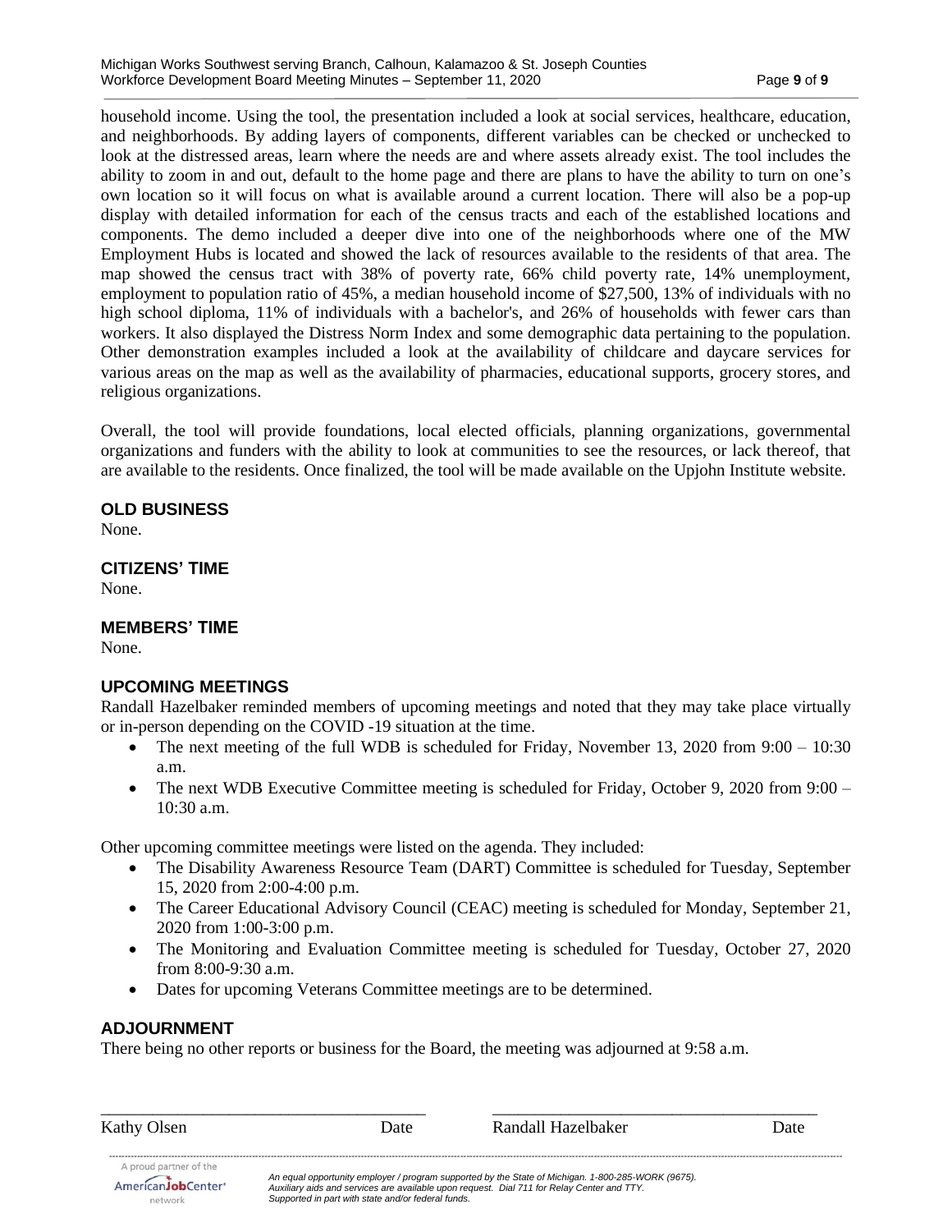household income. Using the tool, the presentation included a look at social services, healthcare, education, and neighborhoods. By adding layers of components, different variables can be checked or unchecked to look at the distressed areas, learn where the needs are and where assets already exist. The tool includes the ability to zoom in and out, default to the home page and there are plans to have the ability to turn on one's own location so it will focus on what is available around a current location. There will also be a pop-up display with detailed information for each of the census tracts and each of the established locations and components. The demo included a deeper dive into one of the neighborhoods where one of the MW Employment Hubs is located and showed the lack of resources available to the residents of that area. The map showed the census tract with 38% of poverty rate, 66% child poverty rate, 14% unemployment, employment to population ratio of 45%, a median household income of $27,500, 13% of individuals with no high school diploma, 11% of individuals with a bachelor's, and 26% of households with fewer cars than workers. It also displayed the Distress Norm Index and some demographic data pertaining to the population. Other demonstration examples included a look at the availability of childcare and daycare services for various areas on the map as well as the availability of pharmacies, educational supports, grocery stores, and religious organizations.

Overall, the tool will provide foundations, local elected officials, planning organizations, governmental organizations and funders with the ability to look at communities to see the resources, or lack thereof, that are available to the residents. Once finalized, the tool will be made available on the Upjohn Institute website.

## OLD BUSINESS

None.

## CITIZENS' TIME

None.

## MEMBERS' TIME

None.

## UPCOMING MEETINGS

Randall Hazelbaker reminded members of upcoming meetings and noted that they may take place virtually or in-person depending on the COVID -19 situation at the time.

- The next meeting of the full WDB is scheduled for Friday, November 13, 2020 from 9:00 – 10:30 a.m.
- The next WDB Executive Committee meeting is scheduled for Friday, October 9, 2020 from 9:00 – 10:30 a.m.

Other upcoming committee meetings were listed on the agenda. They included:

- The Disability Awareness Resource Team (DART) Committee is scheduled for Tuesday, September 15, 2020 from 2:00-4:00 p.m.
- The Career Educational Advisory Council (CEAC) meeting is scheduled for Monday, September 21, 2020 from 1:00-3:00 p.m.
- The Monitoring and Evaluation Committee meeting is scheduled for Tuesday, October 27, 2020 from 8:00-9:30 a.m.
- Dates for upcoming Veterans Committee meetings are to be determined.

## ADJOURNMENT

There being no other reports or business for the Board, the meeting was adjourned at 9:58 a.m.

______________________________________ ______________________________________

Kathy Olsen Date Randall Hazelbaker Date

A proud partner of the AmericanJobCenter network

*An equal opportunity employer / program supported by the State of Michigan. 1-800-285-WORK (9675). Auxiliary aids and services are available upon request. Dial 711 for Relay Center and TTY. Supported in part with state and/or federal funds.*